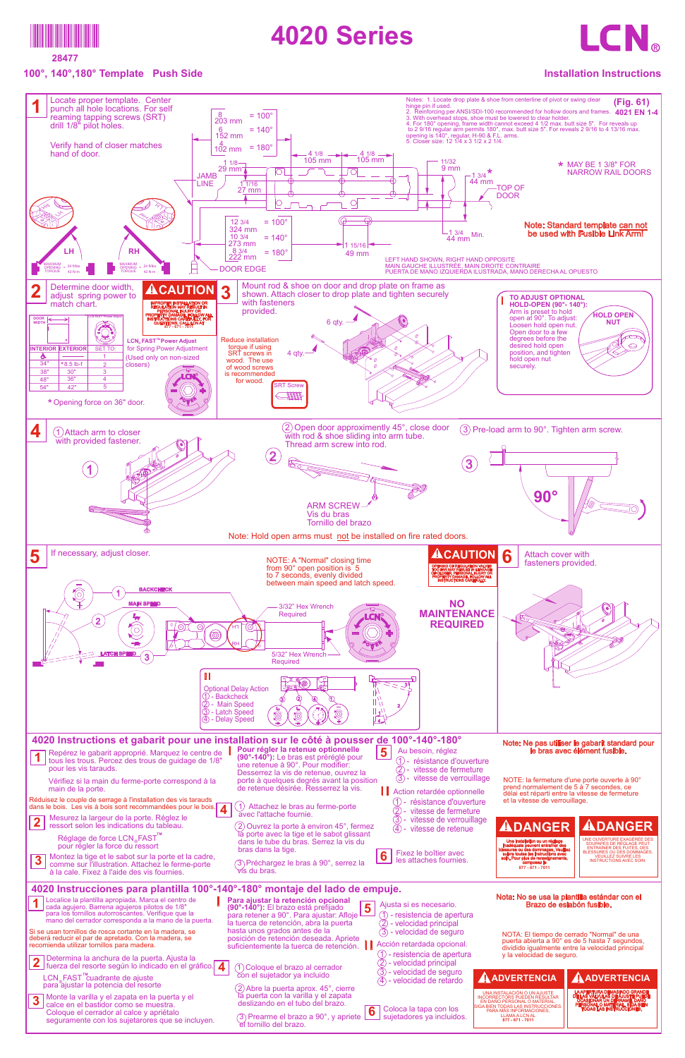28477

# 4020 Series

LCN®

100°, 140°,180° Template Push Side

Installation Instructions

## 1

Locate proper template. Center punch all hole locations. For self reaming tapping screws (SRT) drill 1/8" pilot holes.

Verify hand of closer matches hand of door.

LH — MAXIMUM OPENING TORQUE = 34 ft-lbs 42 N·m

RH — MAXIMUM OPENING TORQUE = 34 ft-lbs 42 N·m

8 203 mm = 100°
6 152 mm = 140°
4 102 mm = 180°

1 1/8 29 mm

JAMB LINE

1 1/16 27 mm

4 1/8 105 mm

4 1/8 105 mm

12 3/4 324 mm = 100°
10 3/4 273 mm = 140°
8 3/4 222 mm = 180°

1 15/16 49 mm

DOOR EDGE

11/32 9 mm

1 3/4* 44 mm

TOP OF DOOR

1 3/4 44 mm Min.

Notes: 1. Locate drop plate & shoe from centerline of pivot or swing clear hinge pin if used.
2. Reinforcing per ANSI/SDI-100 recommended for hollow doors and frames.
3. With overhead stops, shoe must be lowered to clear holder.
4. For 180° opening, frame width cannot exceed 4 1/2 max. butt size 5". For reveals up to 2 9/16 regular arm permits 180°, max. butt size 5". For reveals 2 9/16 to 4 13/16 max. opening is 140°, regular, H-90 & F.L. arms.
5. Closer size: 12 1/4 x 3 1/2 x 2 1/4.

(Fig. 61) 4021 EN 1-4

* MAY BE 1 3/8" FOR NARROW RAIL DOORS

Note: Standard template can not be used with Fusible Link Arm!

LEFT HAND SHOWN, RIGHT HAND OPPOSITE
MAIN GAUCHE ILLUSTRÉE, MAIN DROITE CONTRAIRE
PUERTA DE MANO IZQUIERDA ILUSTRADA, MANO DERECHA AL OPUESTO

## 2

Determine door width, adjust spring power to match chart.

**⚠CAUTION** IMPROPER INSTALLATION OR REGULATION MAY RESULT IN PERSONAL INJURY OR PROPERTY DAMAGE. FOLLOW ALL INSTRUCTIONS CAREFULLY. FOR QUESTIONS, CALL LCN AT 877 - 671 - 7011

| DOOR WIDTH | | |
|---|---|---|
| INTERIOR | EXTERIOR | SET TO: |
| ♿ | | 1 |
| 34" | *8.5 lb-f | 2 |
| 38" | 30" | 3 |
| 48" | 36" | 4 |
| 54" | 42" | 5 |

LCN® FAST™ Power Adjust for Spring Power Adjustment (Used only on non-sized closers)

* Opening force on 36" door.

## 3

Mount rod & shoe on door and drop plate on frame as shown. Attach closer to drop plate and tighten securely with fasteners provided.

6 qty.

4 qty.

Reduce installation torque if using SRT screws in wood. The use of wood screws is recommended for wood.

SRT Screw

TO ADJUST OPTIONAL HOLD-OPEN (90°- 140°): Arm is preset to hold open at 90°. To adjust: Loosen hold open nut. Open door to a few degrees before the desired hold open position, and tighten hold open nut securely.

HOLD OPEN NUT

## 4

① Attach arm to closer with provided fastener.

② Open door approximately 45°, close door with rod & shoe sliding into arm tube. Thread arm screw into rod.

③ Pre-load arm to 90°. Tighten arm screw.

ARM SCREW
Vis du bras
Tornillo del brazo

90°

Note: Hold open arms must not be installed on fire rated doors.

## 5

If necessary, adjust closer.

NOTE: A "Normal" closing time from 90° open position is 5 to 7 seconds, evenly divided between main speed and latch speed.

BACKCHECK — 1
MAIN SPEED — 2
LATCH SPEED — 3

3/32" Hex Wrench Required

5/32" Hex Wrench Required

Optional Delay Action
① - Backcheck
② - Main Speed
③ - Latch Speed
④ - Delay Speed

**⚠CAUTION** OPENING OR REGULATION VALVES TOO FAR MAY RESULT IN LEAKAGE OR CLOSER, PERSONAL INJURY OR PROPERTY DAMAGE. FOLLOW ALL INSTRUCTIONS CAREFULLY.

NO MAINTENANCE REQUIRED

## 6

Attach cover with fasteners provided.

## 4020 Instructions et gabarit pour une installation sur le côté à pousser de 100°-140°-180°

**1** Repérez le gabarit approprié. Marquez le centre de tous les trous. Percez des trous de guidage de 1/8" pour les vis taraudis.

Vérifiez si la main du ferme-porte correspond à la main de la porte.

Réduisez le couple de serrage à l'installation des vis taraudis dans le bois. Les vis à bois sont recommandées pour le bois.

**2** Mesurez la largeur de la porte. Réglez le ressort selon les indications du tableau.

Réglage de force LCN® FAST™ pour régler la force du ressort

**3** Montez la tige et le sabot sur la porte et la cadre, comme sur l'illustration. Attachez le ferme-porte à la cale. Fixez à l'aide des vis fournies.

**Pour régler la retenue optionnelle (90°-140°):** Le bras est préréglé pour une retenue à 90°. Pour modifier: Desserrez la vis de retenue, ouvrez la porte à quelques degrés avant la position de retenue désirée. Resserrez la vis.

**4** ① Attachez le bras au ferme-porte avec la vis fournie.

② Ouvrez la porte à environ 45°, fermez la porte avec la tige et le sabot glissant dans le tube du bras. Serrez la vis du bras dans la tige.

③ Préchargez le bras à 90°, serrez la vis du bras.

**5** Au besoin, réglez
① - résistance d'ouverture
② - vitesse de fermeture
③ - vitesse de verrouillage

Action retardée optionnelle
① - résistance d'ouverture
② - vitesse de fermeture
③ - vitesse de verrouillage
④ - vitesse de retenue

**6** Fixez le boîtier avec les attaches fournies.

Note: Ne pas utiliser le gabarit standard pour le bras avec élément fusible.

NOTE: la fermeture d'une porte ouverte à 90° prend normalement de 5 à 7 secondes, ce délai est réparti entre la vitesse de fermeture et la vitesse de verrouillage.

**⚠DANGER** Une installation ou un réglage inadéquats peuvent entraîner des blessures ou des dommages. Veuillez suivre toutes les instructions avec soin. Pour plus de renseignements, composez le 877 - 671 - 7011

**⚠DANGER** UNE OUVERTURE EXAGÉRÉE DES SOUPAPES DE RÉGLAGE PEUT ENTRAÎNER DES FUITES, DES BLESSURES OU DES DOMMAGES. VEUILLEZ SUIVRE LES INSTRUCTIONS AVEC SOIN.

## 4020 Instrucciones para plantilla 100°-140°-180° montaje del lado de empuje.

**1** Localice la plantilla apropiada. Marca el centro de cada agujero. Barrena agujeros pilotos de 1/8" para los tornillos autorroscantes. Verifique que la mano del cerrador corresponda a la mano de la puerta.

Si se usan tornillos de rosca cortante en la madera, se deberá reducir el par de apretado. Con la madera, se recomienda utilizar tornillos para madera.

**2** Determina la anchura de la puerta. Ajusta la fuerza del resorte según lo indicado en el gráfico.

LCN® FAST™ cuadrante de ajuste para ajustar la potencia del resorte

**3** Monte la varilla y el zapata en la puerta y el calce en el bastidor como se muestra. Coloque el cerrador al calce y apriétalo seguramente con los sujetadores que se incluyen.

**Para ajustar la retención opcional (90°-140°):** El brazo está prefijado para retener a 90°. Para ajustar: Afloje la tuerca de retención, abra la puerta hasta unos grados antes de la posición de retención deseada. Apriete suficientemente la tuerca de retención.

**4** ① Coloque el brazo al cerrador con el tornillo sujetador ya incluido.

② Abre la puerta aprox. 45°, cierre la puerta con la varilla y el zapata deslizando en el tubo del brazo.

③ Preamme el brazo a 90°, y apriete el tornillo del brazo.

**5** Ajuste si es necesario.
① - resistencia de apertura
② - velocidad principal
③ - velocidad de seguro

Acción retardada opcional.
① - resistencia de apertura
② - velocidad principal
③ - velocidad de seguro
④ - velocidad de retardo

**6** Coloca la tapa con los sujetadores ya incluidos.

Nota: No se usa la plantilla estándar con el Brazo de eslabón fusible.

NOTA: El tiempo de cerrado "Normal" de una puerta abierta a 90° es de 5 hasta 7 segundos, dividido igualmente entre la velocidad principal y la velocidad de seguro.

**⚠ADVERTENCIA** UNA INSTALACIÓN O UN AJUSTE INCORRECTOS PUEDEN RESULTAR EN DAÑO PERSONAL O MATERIAL. SIGA BIEN TODAS LAS INSTRUCCIONES. PARA MÁS INFORMACIONES, LLAMA A LCN AL 877 - 671 - 7011

**⚠ADVERTENCIA** LA APERTURA DEMASIADO GRANDE DE LAS VÁLVULAS DE AJUSTE PUEDE OCASIONAR UN DERRAME, DAÑO PERSONAL O MATERIAL. SIGA BIEN TODAS LAS INSTRUCCIONES.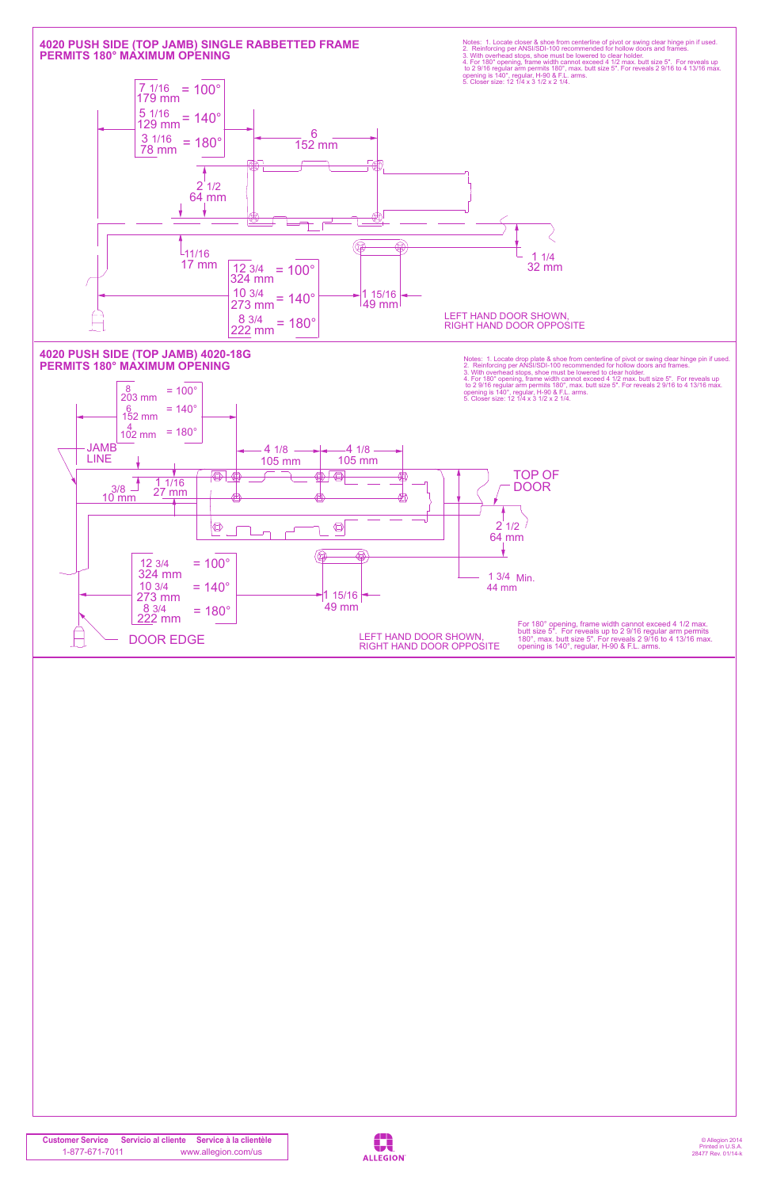## 4020 PUSH SIDE (TOP JAMB) SINGLE RABBETTED FRAME
## PERMITS 180° MAXIMUM OPENING

Notes: 1. Locate closer & shoe from centerline of pivot or swing clear hinge pin if used.
2. Reinforcing per ANSI/SDI-100 recommended for hollow doors and frames.
3. With overhead stops, shoe must be lowered to clear holder.
4. For 180° opening, frame width cannot exceed 4 1/2 max. butt size 5". For reveals up to 2 9/16 regular arm permits 180°, max. butt size 5". For reveals 2 9/16 to 4 13/16 max. opening is 140°, regular, H-90 & F.L. arms.
5. Closer size: 12 1/4 x 3 1/2 x 2 1/4.

| | |
|---|---|
| 7 1/16 179 mm | = 100° |
| 5 1/16 129 mm | = 140° |
| 3 1/16 78 mm | = 180° |

6
152 mm

2 1/2
64 mm

11/16
17 mm

| | |
|---|---|
| 12 3/4 324 mm | = 100° |
| 10 3/4 273 mm | = 140° |
| 8 3/4 222 mm | = 180° |

1 15/16
49 mm

1 1/4
32 mm

LEFT HAND DOOR SHOWN,
RIGHT HAND DOOR OPPOSITE

## 4020 PUSH SIDE (TOP JAMB) 4020-18G
## PERMITS 180° MAXIMUM OPENING

Notes: 1. Locate drop plate & shoe from centerline of pivot or swing clear hinge pin if used.
2. Reinforcing per ANSI/SDI-100 recommended for hollow doors and frames.
3. With overhead stops, shoe must be lowered to clear holder.
4. For 180° opening, frame width cannot exceed 4 1/2 max. butt size 5". For reveals up to 2 9/16 regular arm permits 180°, max. butt size 5". For reveals 2 9/16 to 4 13/16 max. opening is 140°, regular, H-90 & F.L. arms.
5. Closer size: 12 1/4 x 3 1/2 x 2 1/4.

| | |
|---|---|
| 8 203 mm | = 100° |
| 6 152 mm | = 140° |
| 4 102 mm | = 180° |

JAMB LINE

4 1/8
105 mm

4 1/8
105 mm

3/8
10 mm

1 1/16
27 mm

TOP OF DOOR

2 1/2
64 mm

| | |
|---|---|
| 12 3/4 324 mm | = 100° |
| 10 3/4 273 mm | = 140° |
| 8 3/4 222 mm | = 180° |

1 15/16
49 mm

1 3/4 Min.
44 mm

DOOR EDGE

LEFT HAND DOOR SHOWN,
RIGHT HAND DOOR OPPOSITE

For 180° opening, frame width cannot exceed 4 1/2 max. butt size 5". For reveals up to 2 9/16 regular arm permits 180°, max. butt size 5". For reveals 2 9/16 to 4 13/16 max. opening is 140°, regular, H-90 & F.L. arms.

| Customer Service | Servicio al cliente | Service à la clientèle |
|---|---|---|
| 1-877-671-7011 | www.allegion.com/us | |

ALLEGION

© Allegion 2014
Printed in U.S.A.
28477 Rev. 01/14-k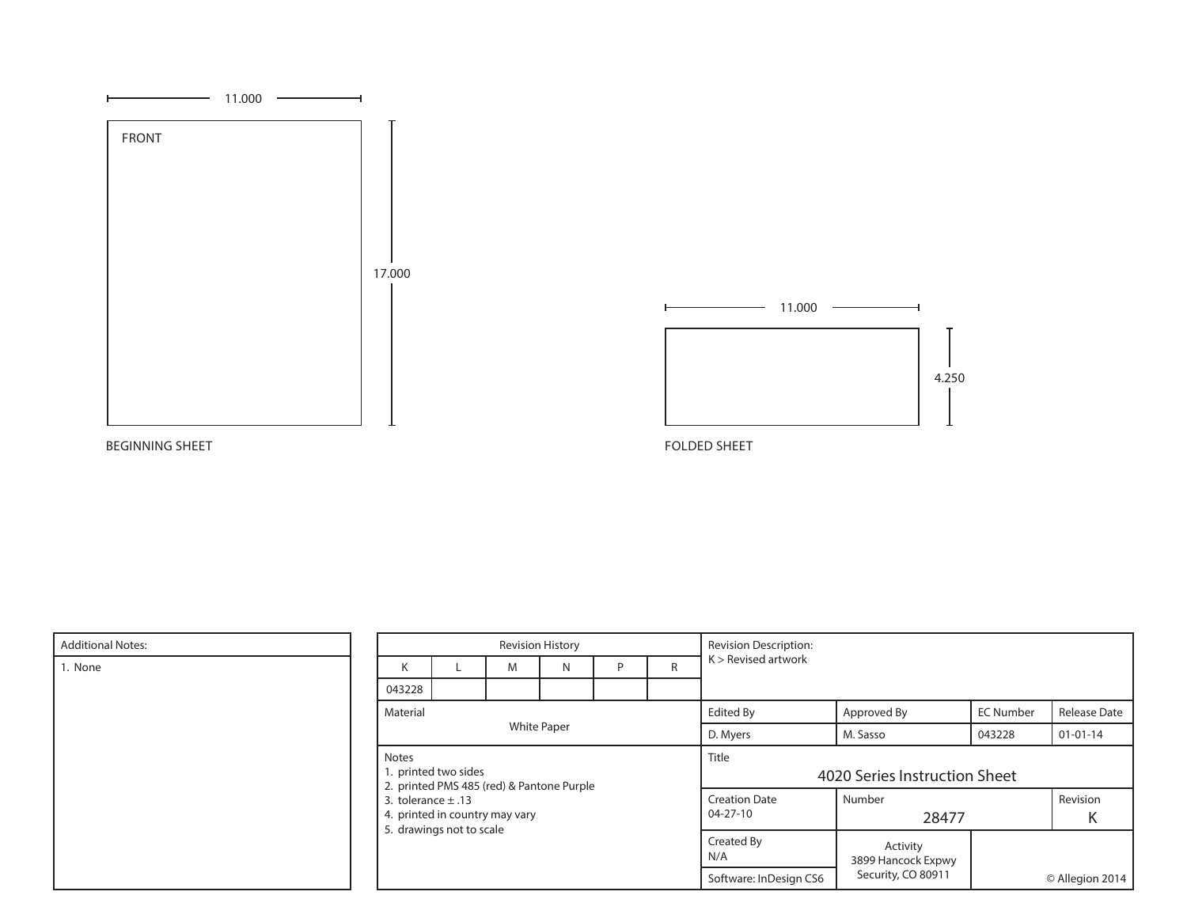11.000

FRONT

17.000

BEGINNING SHEET

11.000

4.250

FOLDED SHEET

Additional Notes:

1. None

| Revision History | | | | | |
|---|---|---|---|---|---|
| K | L | M | N | P | R |
| 043228 | | | | | |

Material

White Paper

Notes
1. printed two sides
2. printed PMS 485 (red) & Pantone Purple
3. tolerance ± .13
4. printed in country may vary
5. drawings not to scale

Revision Description:
K > Revised artwork

| Edited By | Approved By | EC Number | Release Date |
|---|---|---|---|
| D. Myers | M. Sasso | 043228 | 01-01-14 |

Title

4020 Series Instruction Sheet

| Creation Date | Number | Revision |
|---|---|---|
| 04-27-10 | 28477 | K |

Created By
N/A

Software: InDesign CS6

Activity
3899 Hancock Expwy
Security, CO 80911

© Allegion 2014